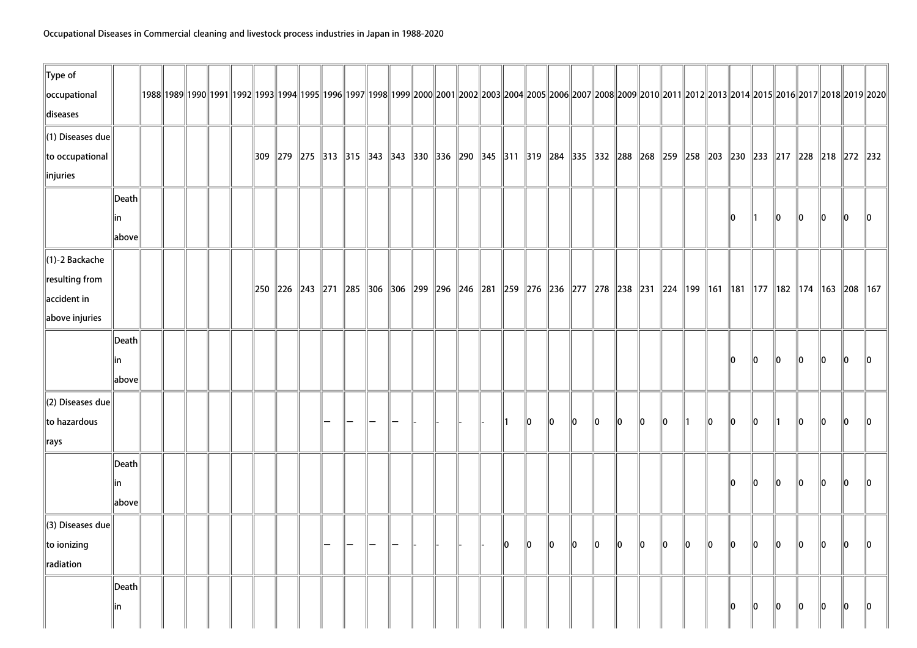Occupational Diseases in Commercial cleaning and livestock process industries in Japan in 1988-2020

| Type of occupational diseases | | 1988 | 1989 | 1990 | 1991 | 1992 | 1993 | 1994 | 1995 | 1996 | 1997 | 1998 | 1999 | 2000 | 2001 | 2002 | 2003 | 2004 | 2005 | 2006 | 2007 | 2008 | 2009 | 2010 | 2011 | 2012 | 2013 | 2014 | 2015 | 2016 | 2017 | 2018 | 2019 | 2020 |
|---|---|---|---|---|---|---|---|---|---|---|---|---|---|---|---|---|---|---|---|---|---|---|---|---|---|---|---|---|---|---|---|---|---|---|
| (1) Diseases due to occupational injuries | | | | | | | 309 | 279 | 275 | 313 | 315 | 343 | 343 | 330 | 336 | 290 | 345 | 311 | 319 | 284 | 335 | 332 | 288 | 268 | 259 | 258 | 203 | 230 | 233 | 217 | 228 | 218 | 272 | 232 |
| | Death in above | | | | | | | | | | | | | | | | | | | | | | | | | | | 0 | 1 | 0 | 0 | 0 | 0 | 0 |
| (1)-2 Backache resulting from accident in above injuries | | | | | | | 250 | 226 | 243 | 271 | 285 | 306 | 306 | 299 | 296 | 246 | 281 | 259 | 276 | 236 | 277 | 278 | 238 | 231 | 224 | 199 | 161 | 181 | 177 | 182 | 174 | 163 | 208 | 167 |
| | Death in above | | | | | | | | | | | | | | | | | | | | | | | | | | | 0 | 0 | 0 | 0 | 0 | 0 | 0 |
| (2) Diseases due to hazardous rays | | | | | | | | | | — | — | — | — | - | - | - | - | 1 | 0 | 0 | 0 | 0 | 0 | 0 | 0 | 1 | 0 | 0 | 0 | 1 | 0 | 0 | 0 | 0 |
| | Death in above | | | | | | | | | | | | | | | | | | | | | | | | | | | 0 | 0 | 0 | 0 | 0 | 0 | 0 |
| (3) Diseases due to ionizing radiation | | | | | | | | | | — | — | — | — | - | - | - | - | 0 | 0 | 0 | 0 | 0 | 0 | 0 | 0 | 0 | 0 | 0 | 0 | 0 | 0 | 0 | 0 | 0 |
| | Death in | | | | | | | | | | | | | | | | | | | | | | | | | | | 0 | 0 | 0 | 0 | 0 | 0 | 0 |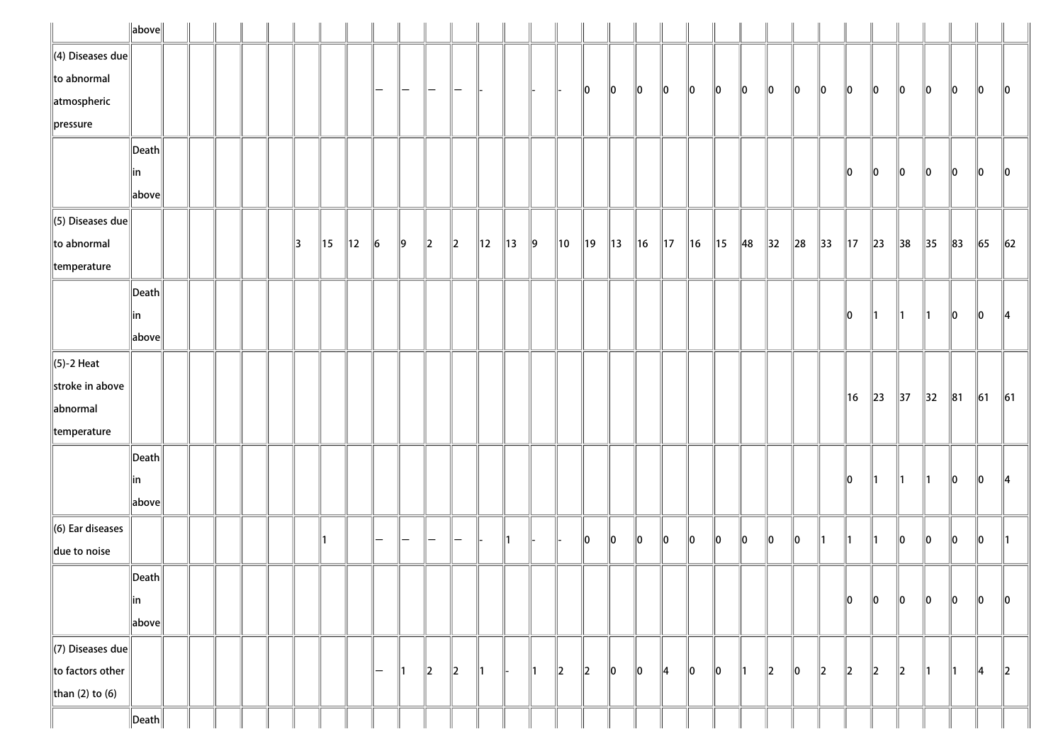| | | | | | | | | | | | | | | | | | | | | | | | | | | | | | | | | | | |
|---|---|---|---|---|---|---|---|---|---|---|---|---|---|---|---|---|---|---|---|---|---|---|---|---|---|---|---|---|---|---|---|---|---|---|
| | above | | | | | | | | | | | | | | | | | | | | | | | | | | | | | | | | | |
| (4) Diseases due to abnormal atmospheric pressure | | | | | | | | | — | — | — | — | - | | - | - | 0 | 0 | 0 | 0 | 0 | 0 | 0 | 0 | 0 | 0 | 0 | 0 | 0 | 0 | 0 | 0 | 0 |
| | Death in above | | | | | | | | | | | | | | | | | | | | | | | | | | 0 | 0 | 0 | 0 | 0 | 0 | 0 |
| (5) Diseases due to abnormal temperature | | | | | | 3 | 15 | 12 | 6 | 9 | 2 | 2 | 12 | 13 | 9 | 10 | 19 | 13 | 16 | 17 | 16 | 15 | 48 | 32 | 28 | 33 | 17 | 23 | 38 | 35 | 83 | 65 | 62 |
| | Death in above | | | | | | | | | | | | | | | | | | | | | | | | | | 0 | 1 | 1 | 1 | 0 | 0 | 4 |
| (5)-2 Heat stroke in above abnormal temperature | | | | | | | | | | | | | | | | | | | | | | | | | | | 16 | 23 | 37 | 32 | 81 | 61 | 61 |
| | Death in above | | | | | | | | | | | | | | | | | | | | | | | | | | 0 | 1 | 1 | 1 | 0 | 0 | 4 |
| (6) Ear diseases due to noise | | | | | | | 1 | | — | — | — | — | - | 1 | - | - | 0 | 0 | 0 | 0 | 0 | 0 | 0 | 0 | 0 | 1 | 1 | 1 | 0 | 0 | 0 | 0 | 1 |
| | Death in above | | | | | | | | | | | | | | | | | | | | | | | | | | 0 | 0 | 0 | 0 | 0 | 0 | 0 |
| (7) Diseases due to factors other than (2) to (6) | | | | | | | | | — | 1 | 2 | 2 | 1 | - | 1 | 2 | 2 | 0 | 0 | 4 | 0 | 0 | 1 | 2 | 0 | 2 | 2 | 2 | 2 | 1 | 1 | 4 | 2 |
| | Death | | | | | | | | | | | | | | | | | | | | | | | | | | | | | | | | |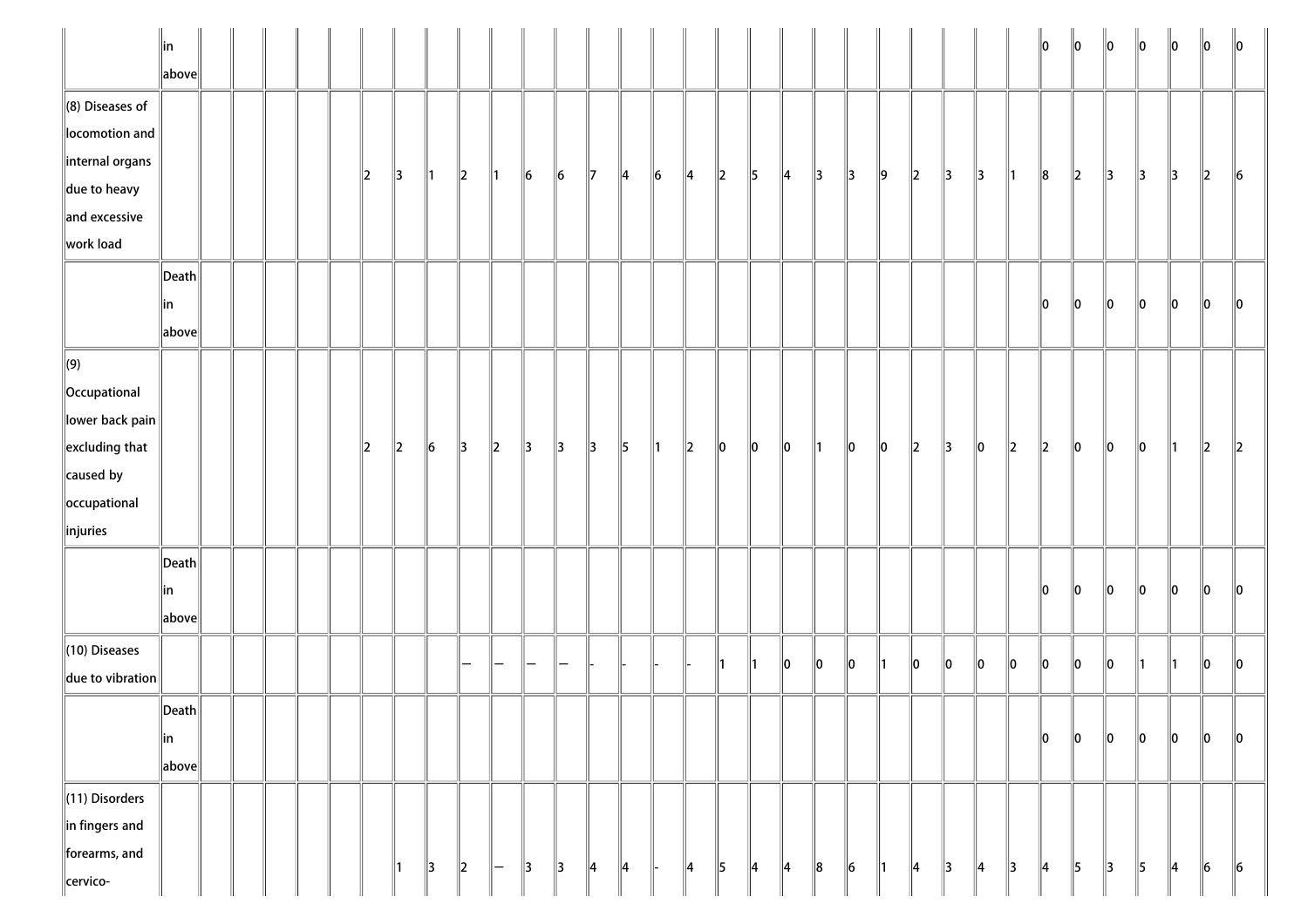| | | | | | | | | | | | | | | | | | | | | | | | | | | | | | | | | | | |
|---|---|---|---|---|---|---|---|---|---|---|---|---|---|---|---|---|---|---|---|---|---|---|---|---|---|---|---|---|---|---|---|---|---|---|
| | in above | | | | | | | | | | | | | | | | | | | | | | | | | | | | 0 | 0 | 0 | 0 | 0 | 0 | 0 |
| (8) Diseases of locomotion and internal organs due to heavy and excessive work load | | | | | | | 2 | 3 | 1 | 2 | 1 | 6 | 6 | 7 | 4 | 6 | 4 | 2 | 5 | 4 | 3 | 3 | 9 | 2 | 3 | 3 | 1 | 8 | 2 | 3 | 3 | 3 | 2 | 6 |
| | Death in above | | | | | | | | | | | | | | | | | | | | | | | | | | | | 0 | 0 | 0 | 0 | 0 | 0 | 0 |
| (9) Occupational lower back pain excluding that caused by occupational injuries | | | | | | | 2 | 2 | 6 | 3 | 2 | 3 | 3 | 3 | 5 | 1 | 2 | 0 | 0 | 0 | 1 | 0 | 0 | 2 | 3 | 0 | 2 | 2 | 0 | 0 | 0 | 1 | 2 | 2 |
| | Death in above | | | | | | | | | | | | | | | | | | | | | | | | | | | | 0 | 0 | 0 | 0 | 0 | 0 | 0 |
| (10) Diseases due to vibration | | | | | | | | | | — | — | — | — | - | - | - | - | 1 | 1 | 0 | 0 | 0 | 1 | 0 | 0 | 0 | 0 | 0 | 0 | 0 | 1 | 1 | 0 | 0 |
| | Death in above | | | | | | | | | | | | | | | | | | | | | | | | | | | | 0 | 0 | 0 | 0 | 0 | 0 | 0 |
| (11) Disorders in fingers and forearms, and cervico- | | | | | | | | 1 | 3 | 2 | — | 3 | 3 | 4 | 4 | - | 4 | 5 | 4 | 4 | 8 | 6 | 1 | 4 | 3 | 4 | 3 | 4 | 5 | 3 | 5 | 4 | 6 | 6 |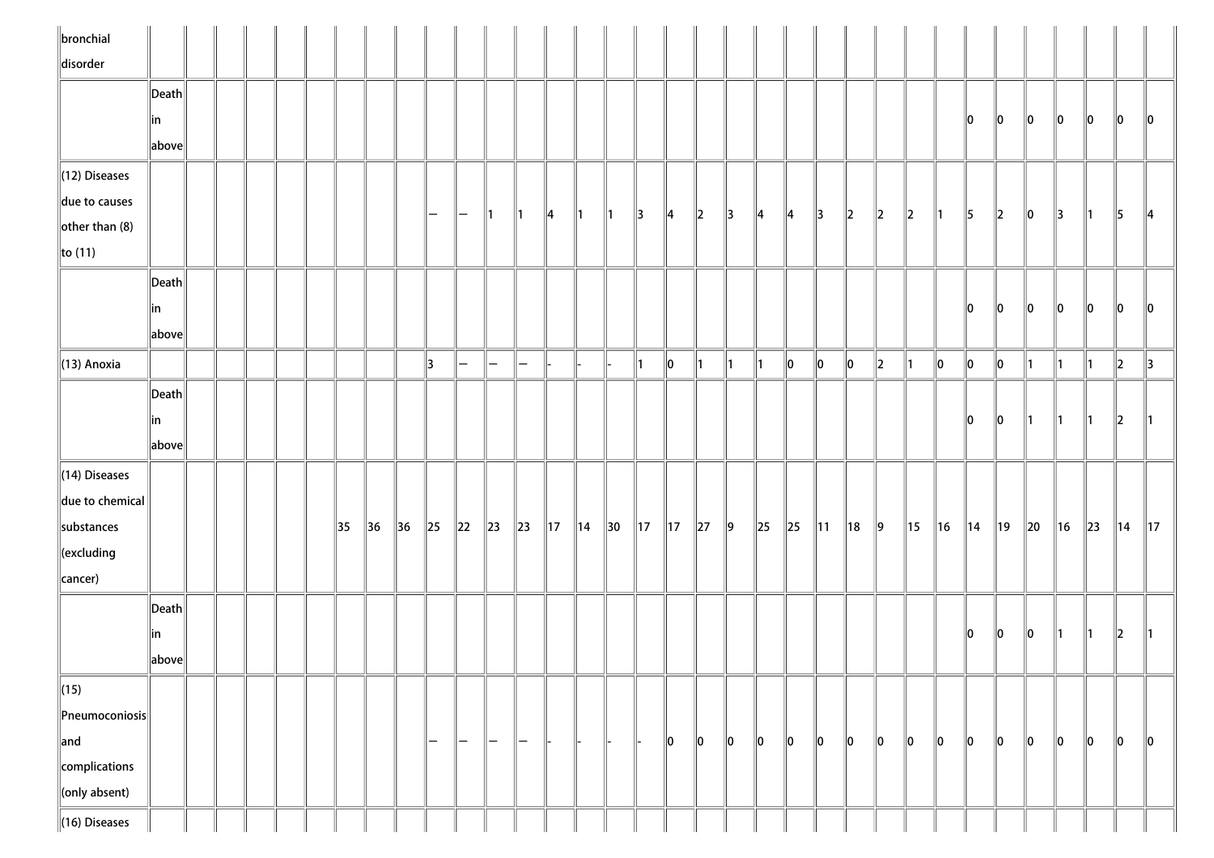| bronchial disorder | | | | | | | | | | | | | | | | | | | | | | | | | | | | | | | | | | |
|---|---|---|---|---|---|---|---|---|---|---|---|---|---|---|---|---|---|---|---|---|---|---|---|---|---|---|---|---|---|---|---|---|---|---|
| | Death in above | | | | | | | | | | | | | | | | | | | | | | | | | 0 | 0 | 0 | 0 | 0 | 0 | 0 |
| (12) Diseases due to causes other than (8) to (11) | | | | | | | | | — | — | 1 | 1 | 4 | 1 | 1 | 3 | 4 | 2 | 3 | 4 | 4 | 3 | 2 | 2 | 2 | 1 | 5 | 2 | 0 | 3 | 1 | 5 | 4 |
| | Death in above | | | | | | | | | | | | | | | | | | | | | | | | | | 0 | 0 | 0 | 0 | 0 | 0 | 0 |
| (13) Anoxia | | | | | | | | | 3 | — | — | — | - | - | - | 1 | 0 | 1 | 1 | 1 | 0 | 0 | 0 | 2 | 1 | 0 | 0 | 0 | 1 | 1 | 1 | 2 | 3 |
| | Death in above | | | | | | | | | | | | | | | | | | | | | | | | | | 0 | 0 | 1 | 1 | 1 | 2 | 1 |
| (14) Diseases due to chemical substances (excluding cancer) | | | | | | 35 | 36 | 36 | 25 | 22 | 23 | 23 | 17 | 14 | 30 | 17 | 17 | 27 | 9 | 25 | 25 | 11 | 18 | 9 | 15 | 16 | 14 | 19 | 20 | 16 | 23 | 14 | 17 |
| | Death in above | | | | | | | | | | | | | | | | | | | | | | | | | | 0 | 0 | 0 | 1 | 1 | 2 | 1 |
| (15) Pneumoconiosis and complications (only absent) | | | | | | | | | — | — | — | — | - | - | - | - | 0 | 0 | 0 | 0 | 0 | 0 | 0 | 0 | 0 | 0 | 0 | 0 | 0 | 0 | 0 | 0 | 0 |
| (16) Diseases | | | | | | | | | | | | | | | | | | | | | | | | | | | | | | | | | |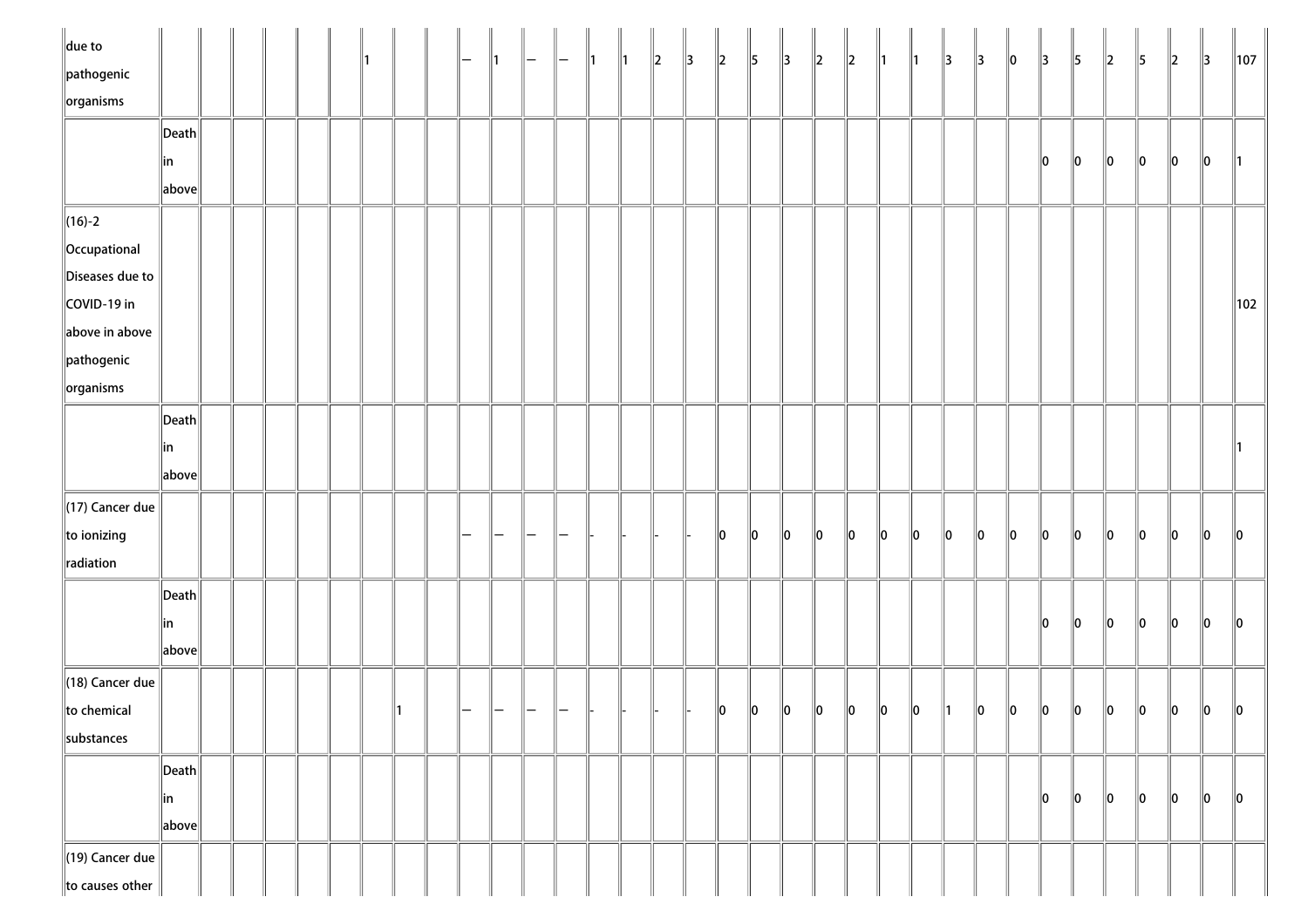| | | | | | | | | | | | | | | | | | | | | | | | | | | | | | | | | | | |
|---|---|---|---|---|---|---|---|---|---|---|---|---|---|---|---|---|---|---|---|---|---|---|---|---|---|---|---|---|---|---|---|---|---|---|
| due to pathogenic organisms | | | | | | | 1 | | | — | 1 | — | — | 1 | 1 | 2 | 3 | 2 | 5 | 3 | 2 | 2 | 1 | 1 | 3 | 3 | 0 | 3 | 5 | 2 | 5 | 2 | 3 | 107 |
| | Death in above | | | | | | | | | | | | | | | | | | | | | | | | | | | 0 | 0 | 0 | 0 | 0 | 0 | 1 |
| (16)-2 Occupational Diseases due to COVID-19 in above in above pathogenic organisms | | | | | | | | | | | | | | | | | | | | | | | | | | | | | | | | | | 102 |
| | Death in above | | | | | | | | | | | | | | | | | | | | | | | | | | | | | | | | | 1 |
| (17) Cancer due to ionizing radiation | | | | | | | | | | — | — | — | — | - | - | - | - | 0 | 0 | 0 | 0 | 0 | 0 | 0 | 0 | 0 | 0 | 0 | 0 | 0 | 0 | 0 | 0 | 0 |
| | Death in above | | | | | | | | | | | | | | | | | | | | | | | | | | | 0 | 0 | 0 | 0 | 0 | 0 | 0 |
| (18) Cancer due to chemical substances | | | | | | | | 1 | | — | — | — | — | - | - | - | - | 0 | 0 | 0 | 0 | 0 | 0 | 0 | 1 | 0 | 0 | 0 | 0 | 0 | 0 | 0 | 0 | 0 |
| | Death in above | | | | | | | | | | | | | | | | | | | | | | | | | | | 0 | 0 | 0 | 0 | 0 | 0 | 0 |
| (19) Cancer due to causes other | | | | | | | | | | | | | | | | | | | | | | | | | | | | | | | | | | |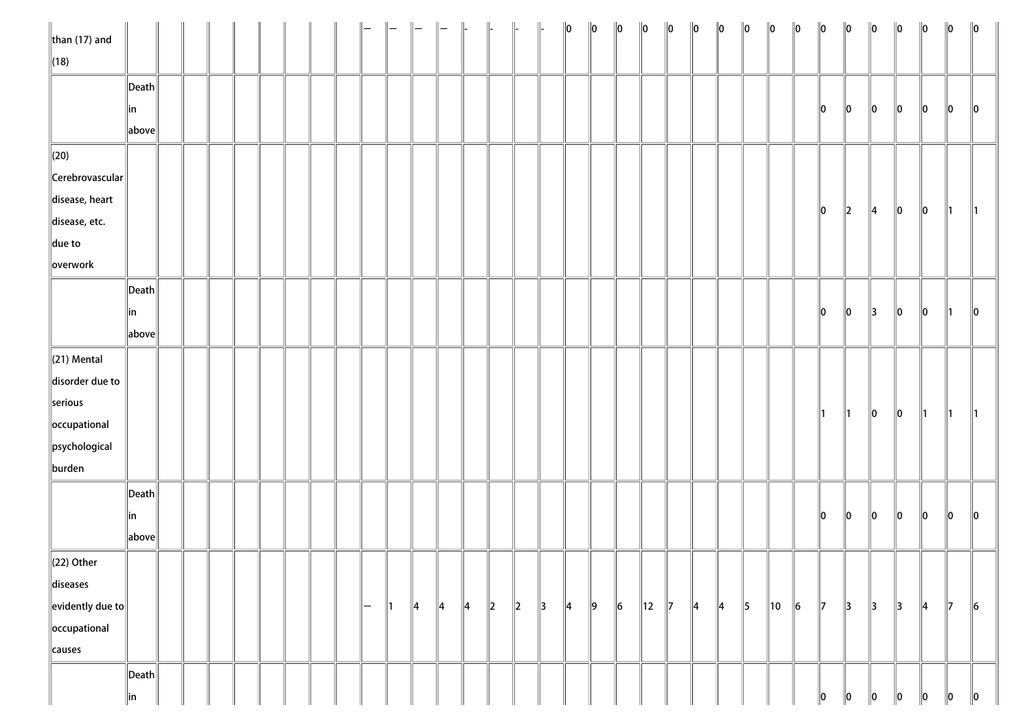| | | | | | | | | | | | | | | | | | | | | | | | | | | | | | | | | | | |
|---|---|---|---|---|---|---|---|---|---|---|---|---|---|---|---|---|---|---|---|---|---|---|---|---|---|---|---|---|---|---|---|---|---|---|
| than (17) and (18) | | | | | | | | | | — | — | — | — | - | - | - | - | 0 | 0 | 0 | 0 | 0 | 0 | 0 | 0 | 0 | 0 | 0 | 0 | 0 | 0 | 0 | 0 | 0 |
| | Death in above | | | | | | | | | | | | | | | | | | | | | | | | | | | 0 | 0 | 0 | 0 | 0 | 0 | 0 |
| (20) Cerebrovascular disease, heart disease, etc. due to overwork | | | | | | | | | | | | | | | | | | | | | | | | | | | | 0 | 2 | 4 | 0 | 0 | 1 | 1 |
| | Death in above | | | | | | | | | | | | | | | | | | | | | | | | | | | 0 | 0 | 3 | 0 | 0 | 1 | 0 |
| (21) Mental disorder due to serious occupational psychological burden | | | | | | | | | | | | | | | | | | | | | | | | | | | | 1 | 1 | 0 | 0 | 1 | 1 | 1 |
| | Death in above | | | | | | | | | | | | | | | | | | | | | | | | | | | 0 | 0 | 0 | 0 | 0 | 0 | 0 |
| (22) Other diseases evidently due to occupational causes | | | | | | | | | | — | 1 | 4 | 4 | 4 | 2 | 2 | 3 | 4 | 9 | 6 | 12 | 7 | 4 | 4 | 5 | 10 | 6 | 7 | 3 | 3 | 3 | 4 | 7 | 6 |
| | Death in | | | | | | | | | | | | | | | | | | | | | | | | | | | 0 | 0 | 0 | 0 | 0 | 0 | 0 |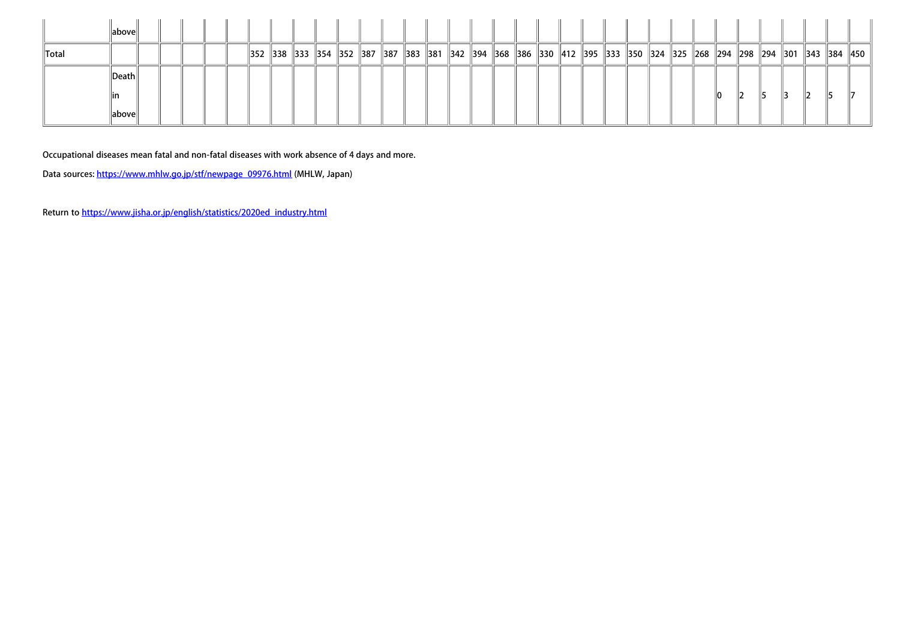| | | | | | | | | | | | | | | | | | | | | | | | | | | | | | | | | | | |
|---|---|---|---|---|---|---|---|---|---|---|---|---|---|---|---|---|---|---|---|---|---|---|---|---|---|---|---|---|---|---|---|---|---|---|
| | above | | | | | | | | | | | | | | | | | | | | | | | | | | | | | | | | | |
| Total | | | | | | | 352 | 338 | 333 | 354 | 352 | 387 | 387 | 383 | 381 | 342 | 394 | 368 | 386 | 330 | 412 | 395 | 333 | 350 | 324 | 325 | 268 | 294 | 298 | 294 | 301 | 343 | 384 | 450 |
| | Death in above | | | | | | | | | | | | | | | | | | | | | | | | | | | 0 | 2 | 5 | 3 | 2 | 5 | 7 |

Occupational diseases mean fatal and non-fatal diseases with work absence of 4 days and more.

Data sources: https://www.mhlw.go.jp/stf/newpage_09976.html (MHLW, Japan)

Return to https://www.jisha.or.jp/english/statistics/2020ed_industry.html